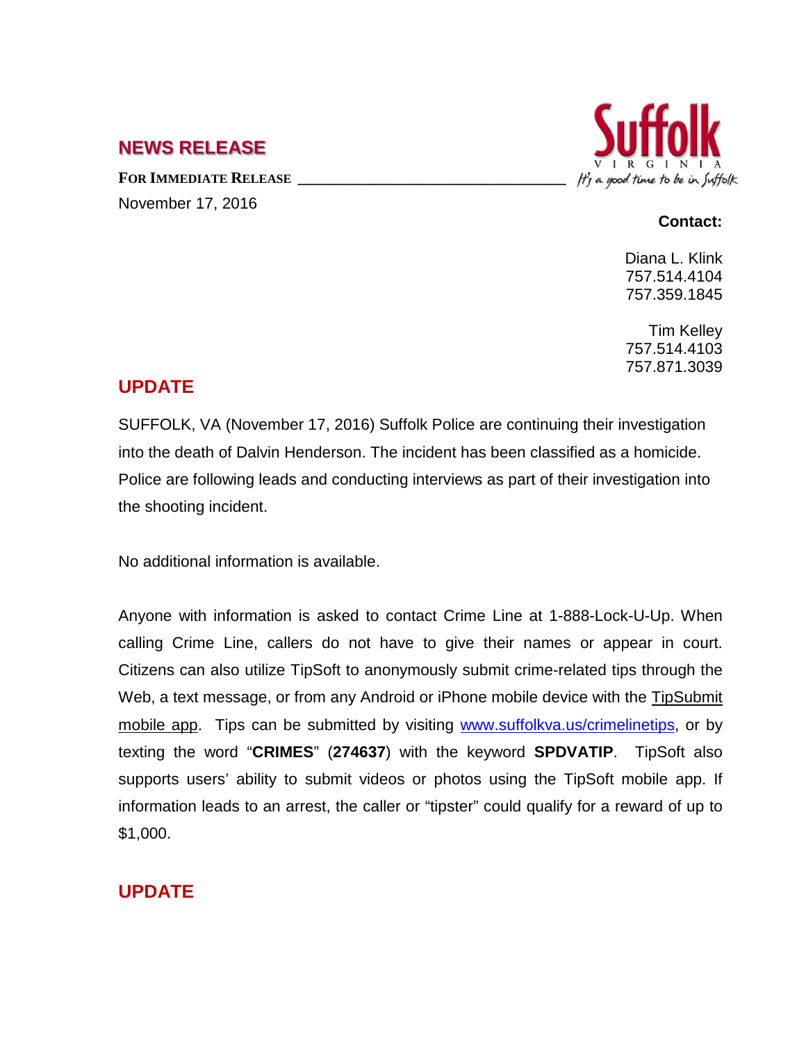## NEWS RELEASE

**FOR IMMEDIATE RELEASE**

November 17, 2016

Suffolk VIRGINIA *It's a good time to be in Suffolk*

**Contact:**

Diana L. Klink
757.514.4104
757.359.1845

Tim Kelley
757.514.4103
757.871.3039

## UPDATE

SUFFOLK, VA (November 17, 2016) Suffolk Police are continuing their investigation into the death of Dalvin Henderson. The incident has been classified as a homicide. Police are following leads and conducting interviews as part of their investigation into the shooting incident.

No additional information is available.

Anyone with information is asked to contact Crime Line at 1-888-Lock-U-Up. When calling Crime Line, callers do not have to give their names or appear in court. Citizens can also utilize TipSoft to anonymously submit crime-related tips through the Web, a text message, or from any Android or iPhone mobile device with the TipSubmit mobile app. Tips can be submitted by visiting www.suffolkva.us/crimelinetips, or by texting the word "**CRIMES**" (**274637**) with the keyword **SPDVATIP**. TipSoft also supports users' ability to submit videos or photos using the TipSoft mobile app. If information leads to an arrest, the caller or "tipster" could qualify for a reward of up to $1,000.

## UPDATE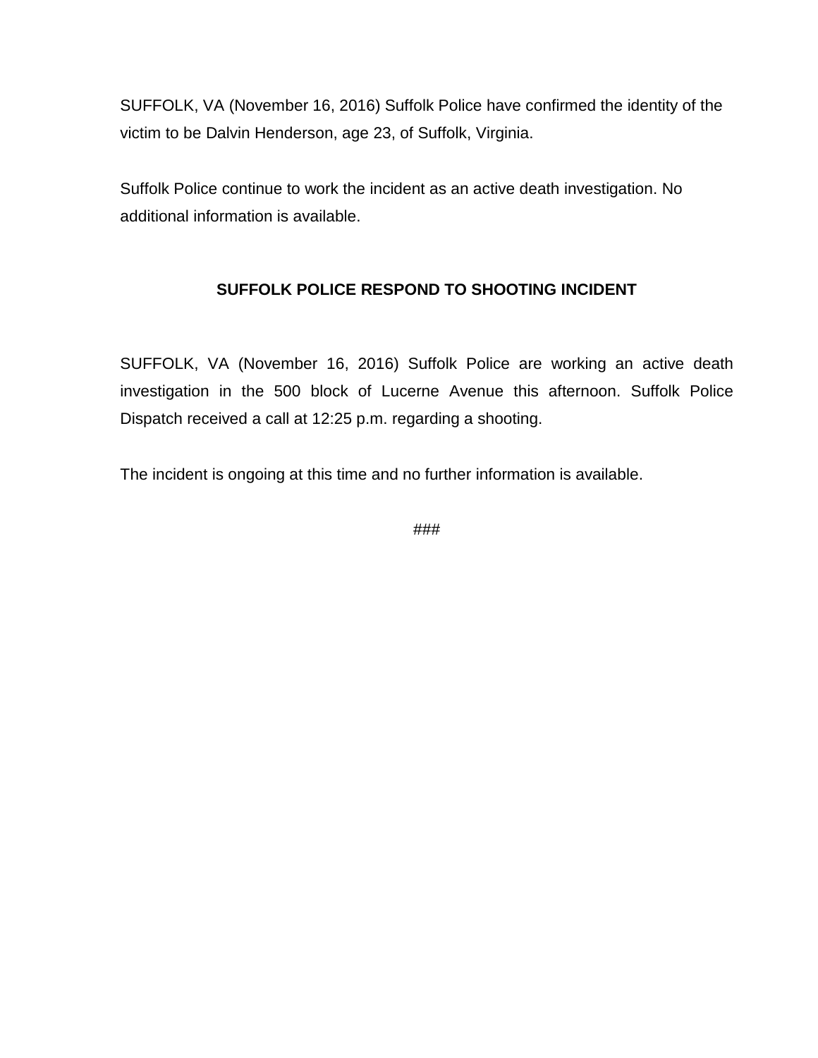SUFFOLK, VA (November 16, 2016) Suffolk Police have confirmed the identity of the victim to be Dalvin Henderson, age 23, of Suffolk, Virginia.

Suffolk Police continue to work the incident as an active death investigation. No additional information is available.

## SUFFOLK POLICE RESPOND TO SHOOTING INCIDENT

SUFFOLK, VA (November 16, 2016) Suffolk Police are working an active death investigation in the 500 block of Lucerne Avenue this afternoon. Suffolk Police Dispatch received a call at 12:25 p.m. regarding a shooting.

The incident is ongoing at this time and no further information is available.

###